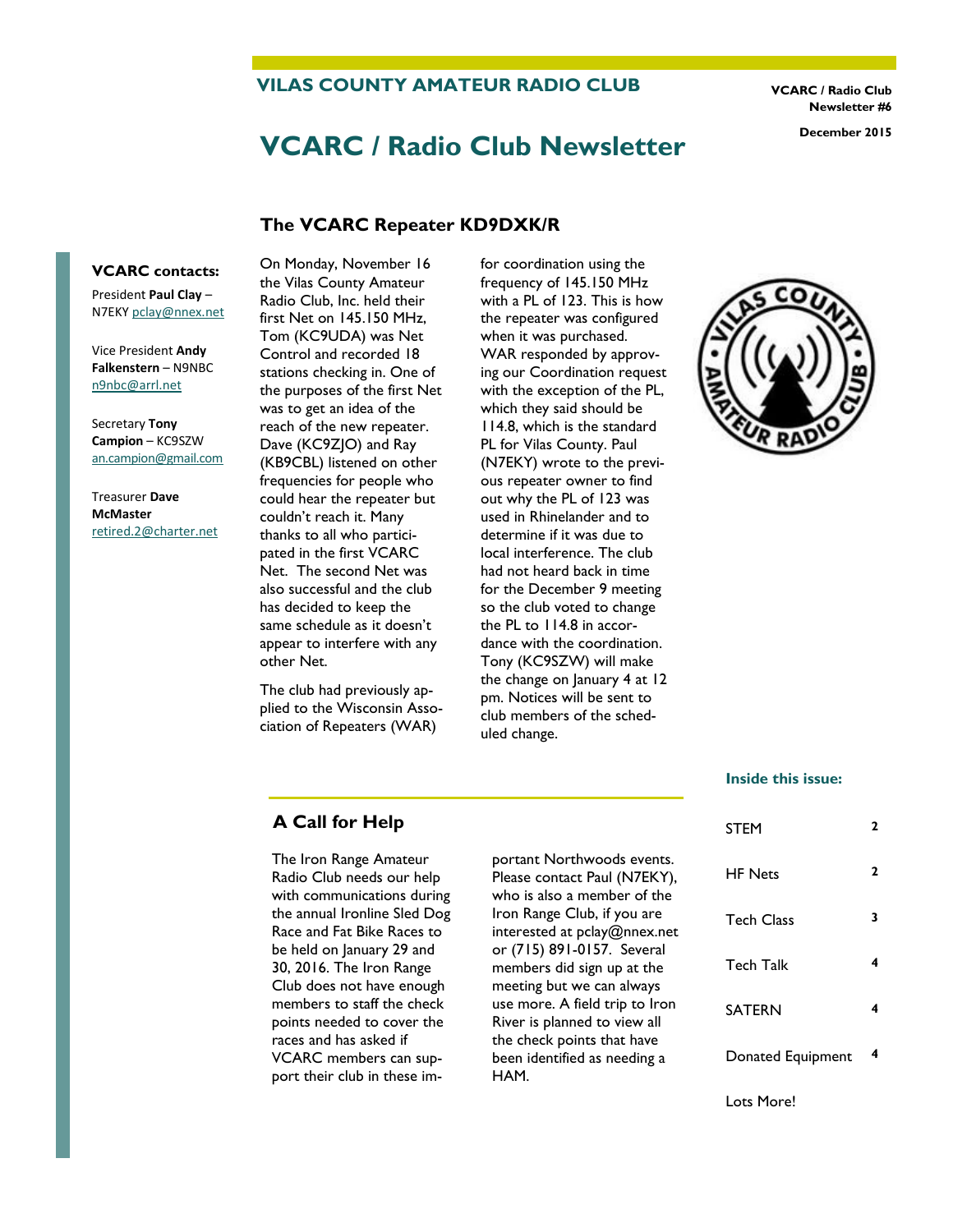## VILAS COUNTY AMATEUR RADIO CLUB

**VCARC / Radio Club Newsletter #6**

**December 2015**

# VCARC / Radio Club Newsletter

### VCARC contacts:

President **Paul Clay** – N7EKY pclay@nnex.net

Vice President **Andy Falkenstern** – N9NBC n9nbc@arrl.net

Secretary **Tony Campion** – KC9SZW an.campion@gmail.com

Treasurer **Dave McMaster** retired.2@charter.net

## The VCARC Repeater KD9DXK/R

On Monday, November 16 the Vilas County Amateur Radio Club, Inc. held their first Net on 145.150 MHz, Tom (KC9UDA) was Net Control and recorded 18 stations checking in. One of the purposes of the first Net was to get an idea of the reach of the new repeater. Dave (KC9ZJO) and Ray (KB9CBL) listened on other frequencies for people who could hear the repeater but couldn't reach it. Many thanks to all who participated in the first VCARC Net. The second Net was also successful and the club has decided to keep the same schedule as it doesn't appear to interfere with any other Net.

The club had previously applied to the Wisconsin Association of Repeaters (WAR) for coordination using the frequency of 145.150 MHz with a PL of 123. This is how the repeater was configured when it was purchased. WAR responded by approving our Coordination request with the exception of the PL, which they said should be 114.8, which is the standard PL for Vilas County. Paul (N7EKY) wrote to the previous repeater owner to find out why the PL of 123 was used in Rhinelander and to determine if it was due to local interference. The club had not heard back in time for the December 9 meeting so the club voted to change the PL to 114.8 in accordance with the coordination. Tony (KC9SZW) will make the change on January 4 at 12 pm. Notices will be sent to club members of the scheduled change.

## A Call for Help

The Iron Range Amateur Radio Club needs our help with communications during the annual Ironline Sled Dog Race and Fat Bike Races to be held on January 29 and 30, 2016. The Iron Range Club does not have enough members to staff the check points needed to cover the races and has asked if VCARC members can support their club in these important Northwoods events. Please contact Paul (N7EKY), who is also a member of the Iron Range Club, if you are interested at pclay@nnex.net or (715) 891-0157. Several members did sign up at the meeting but we can always use more. A field trip to Iron River is planned to view all the check points that have been identified as needing a HAM.

### Inside this issue:

| | |
|---|---|
| STEM | 2 |
| HF Nets | 2 |
| Tech Class | 3 |
| Tech Talk | 4 |
| SATERN | 4 |
| Donated Equipment | 4 |
| Lots More! | |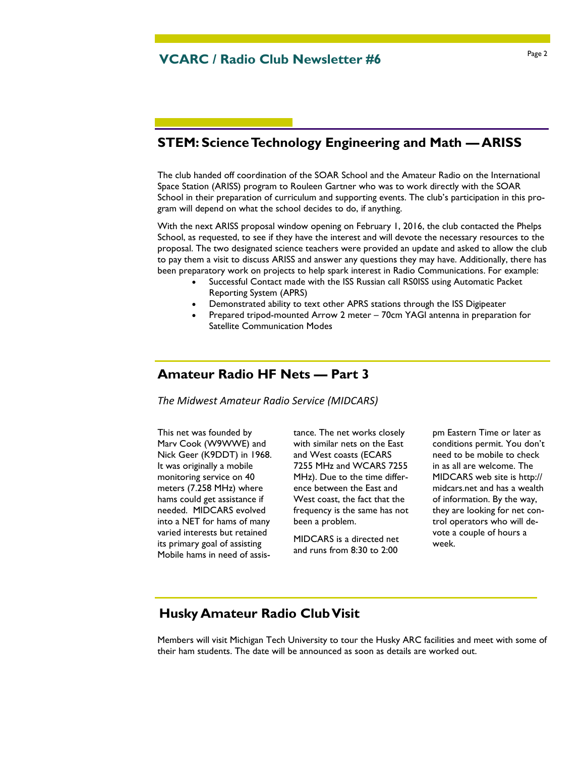## STEM: Science Technology Engineering and Math — ARISS

The club handed off coordination of the SOAR School and the Amateur Radio on the International Space Station (ARISS) program to Rouleen Gartner who was to work directly with the SOAR School in their preparation of curriculum and supporting events. The club's participation in this program will depend on what the school decides to do, if anything.

With the next ARISS proposal window opening on February 1, 2016, the club contacted the Phelps School, as requested, to see if they have the interest and will devote the necessary resources to the proposal. The two designated science teachers were provided an update and asked to allow the club to pay them a visit to discuss ARISS and answer any questions they may have. Additionally, there has been preparatory work on projects to help spark interest in Radio Communications. For example:

- Successful Contact made with the ISS Russian call RS0ISS using Automatic Packet Reporting System (APRS)
- Demonstrated ability to text other APRS stations through the ISS Digipeater
- Prepared tripod-mounted Arrow 2 meter – 70cm YAGI antenna in preparation for Satellite Communication Modes

## Amateur Radio HF Nets — Part 3

*The Midwest Amateur Radio Service (MIDCARS)*

This net was founded by Marv Cook (W9WWE) and Nick Geer (K9DDT) in 1968. It was originally a mobile monitoring service on 40 meters (7.258 MHz) where hams could get assistance if needed. MIDCARS evolved into a NET for hams of many varied interests but retained its primary goal of assisting Mobile hams in need of assistance. The net works closely with similar nets on the East and West coasts (ECARS 7255 MHz and WCARS 7255 MHz). Due to the time difference between the East and West coast, the fact that the frequency is the same has not been a problem.

MIDCARS is a directed net and runs from 8:30 to 2:00 pm Eastern Time or later as conditions permit. You don't need to be mobile to check in as all are welcome. The MIDCARS web site is http://midcars.net and has a wealth of information. By the way, they are looking for net control operators who will devote a couple of hours a week.

## Husky Amateur Radio Club Visit

Members will visit Michigan Tech University to tour the Husky ARC facilities and meet with some of their ham students. The date will be announced as soon as details are worked out.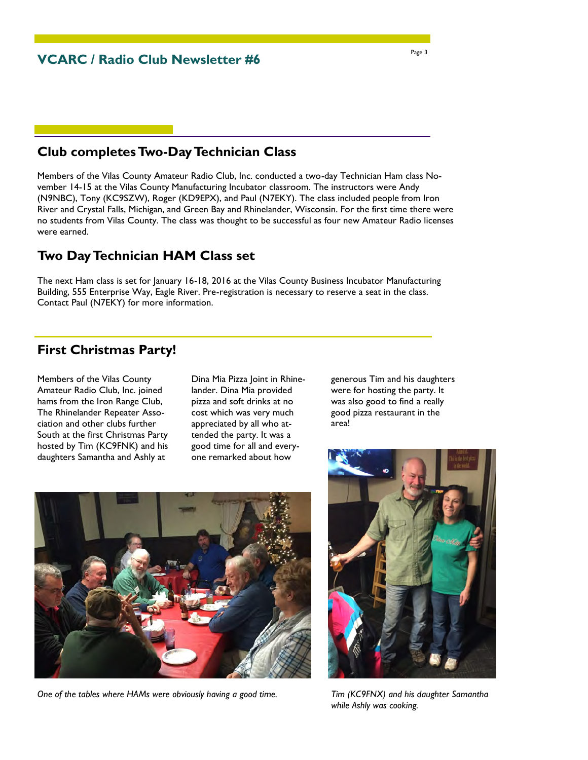## Club completes Two-Day Technician Class

Members of the Vilas County Amateur Radio Club, Inc. conducted a two-day Technician Ham class November 14-15 at the Vilas County Manufacturing Incubator classroom. The instructors were Andy (N9NBC), Tony (KC9SZW), Roger (KD9EPX), and Paul (N7EKY). The class included people from Iron River and Crystal Falls, Michigan, and Green Bay and Rhinelander, Wisconsin. For the first time there were no students from Vilas County. The class was thought to be successful as four new Amateur Radio licenses were earned.

## Two Day Technician HAM Class set

The next Ham class is set for January 16-18, 2016 at the Vilas County Business Incubator Manufacturing Building, 555 Enterprise Way, Eagle River. Pre-registration is necessary to reserve a seat in the class. Contact Paul (N7EKY) for more information.

## First Christmas Party!

Members of the Vilas County Amateur Radio Club, Inc. joined hams from the Iron Range Club, The Rhinelander Repeater Association and other clubs further South at the first Christmas Party hosted by Tim (KC9FNK) and his daughters Samantha and Ashly at Dina Mia Pizza Joint in Rhinelander. Dina Mia provided pizza and soft drinks at no cost which was very much appreciated by all who attended the party. It was a good time for all and everyone remarked about how generous Tim and his daughters were for hosting the party. It was also good to find a really good pizza restaurant in the area!

*One of the tables where HAMs were obviously having a good time.*

*Tim (KC9FNX) and his daughter Samantha while Ashly was cooking.*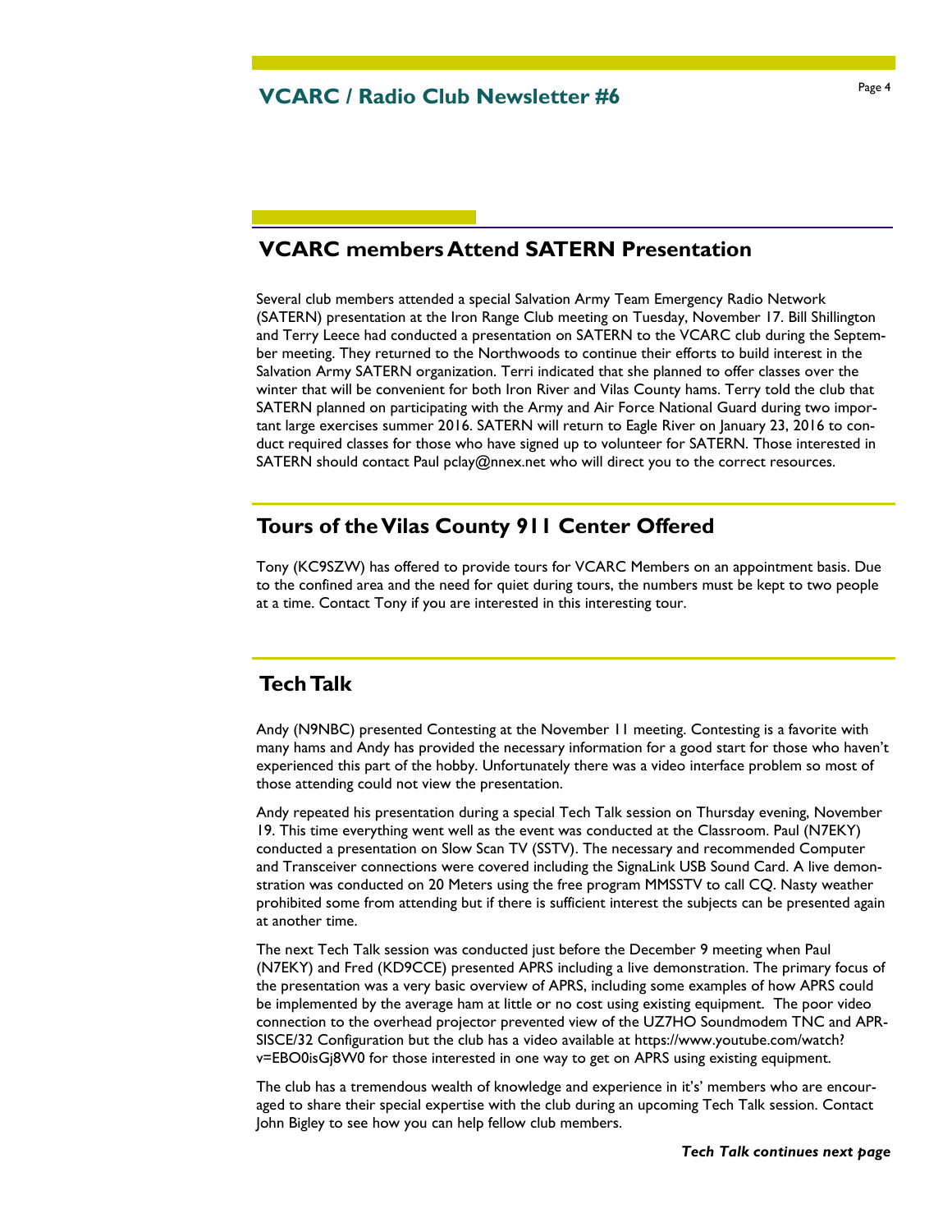## VCARC members Attend SATERN Presentation

Several club members attended a special Salvation Army Team Emergency Radio Network (SATERN) presentation at the Iron Range Club meeting on Tuesday, November 17. Bill Shillington and Terry Leece had conducted a presentation on SATERN to the VCARC club during the September meeting. They returned to the Northwoods to continue their efforts to build interest in the Salvation Army SATERN organization. Terri indicated that she planned to offer classes over the winter that will be convenient for both Iron River and Vilas County hams. Terry told the club that SATERN planned on participating with the Army and Air Force National Guard during two important large exercises summer 2016. SATERN will return to Eagle River on January 23, 2016 to conduct required classes for those who have signed up to volunteer for SATERN. Those interested in SATERN should contact Paul pclay@nnex.net who will direct you to the correct resources.

## Tours of the Vilas County 911 Center Offered

Tony (KC9SZW) has offered to provide tours for VCARC Members on an appointment basis. Due to the confined area and the need for quiet during tours, the numbers must be kept to two people at a time. Contact Tony if you are interested in this interesting tour.

## Tech Talk

Andy (N9NBC) presented Contesting at the November 11 meeting. Contesting is a favorite with many hams and Andy has provided the necessary information for a good start for those who haven't experienced this part of the hobby. Unfortunately there was a video interface problem so most of those attending could not view the presentation.

Andy repeated his presentation during a special Tech Talk session on Thursday evening, November 19. This time everything went well as the event was conducted at the Classroom. Paul (N7EKY) conducted a presentation on Slow Scan TV (SSTV). The necessary and recommended Computer and Transceiver connections were covered including the SignaLink USB Sound Card. A live demonstration was conducted on 20 Meters using the free program MMSSTV to call CQ. Nasty weather prohibited some from attending but if there is sufficient interest the subjects can be presented again at another time.

The next Tech Talk session was conducted just before the December 9 meeting when Paul (N7EKY) and Fred (KD9CCE) presented APRS including a live demonstration. The primary focus of the presentation was a very basic overview of APRS, including some examples of how APRS could be implemented by the average ham at little or no cost using existing equipment. The poor video connection to the overhead projector prevented view of the UZ7HO Soundmodem TNC and APRSISCE/32 Configuration but the club has a video available at https://www.youtube.com/watch?v=EBO0isGj8W0 for those interested in one way to get on APRS using existing equipment.

The club has a tremendous wealth of knowledge and experience in it's' members who are encouraged to share their special expertise with the club during an upcoming Tech Talk session. Contact John Bigley to see how you can help fellow club members.

***Tech Talk continues next page***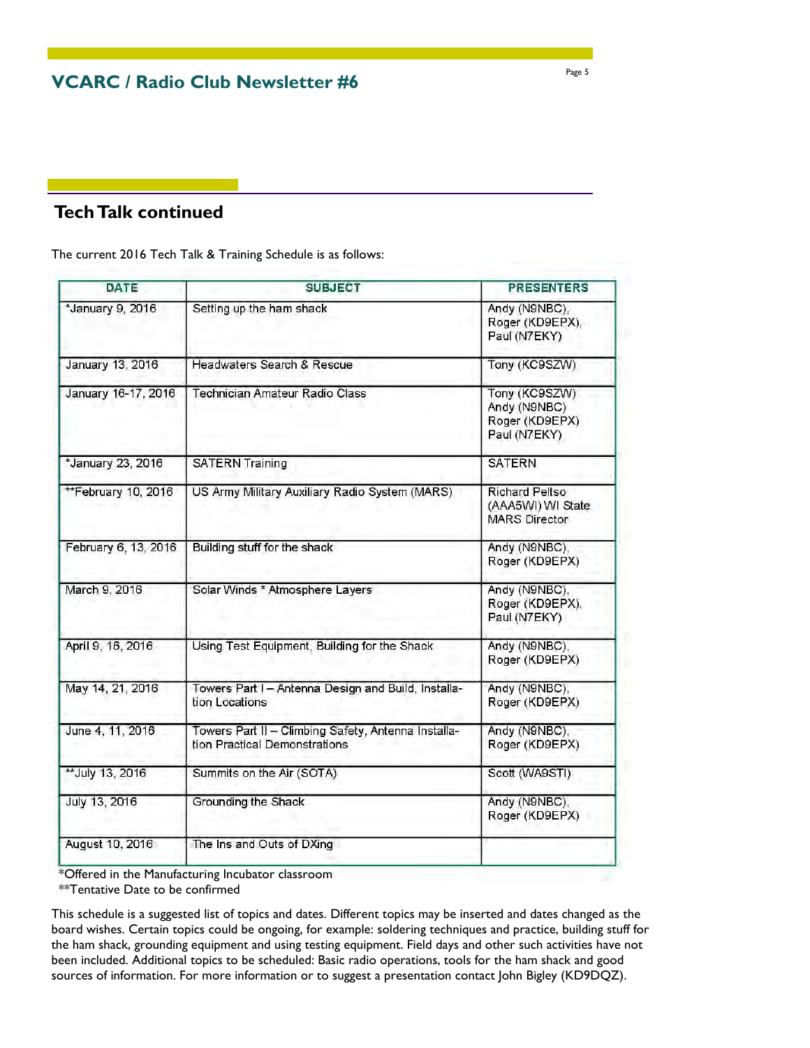## Tech Talk continued

The current 2016 Tech Talk & Training Schedule is as follows:

| DATE | SUBJECT | PRESENTERS |
|---|---|---|
| *January 9, 2016 | Setting up the ham shack | Andy (N9NBC), Roger (KD9EPX), Paul (N7EKY) |
| January 13, 2016 | Headwaters Search & Rescue | Tony (KC9SZW) |
| January 16-17, 2016 | Technician Amateur Radio Class | Tony (KC9SZW) Andy (N9NBC) Roger (KD9EPX) Paul (N7EKY) |
| *January 23, 2016 | SATERN Training | SATERN |
| **February 10, 2016 | US Army Military Auxiliary Radio System (MARS) | Richard Peltso (AAA5WI) WI State MARS Director |
| February 6, 13, 2016 | Building stuff for the shack | Andy (N9NBC), Roger (KD9EPX) |
| March 9, 2016 | Solar Winds * Atmosphere Layers | Andy (N9NBC), Roger (KD9EPX), Paul (N7EKY) |
| April 9, 16, 2016 | Using Test Equipment, Building for the Shack | Andy (N9NBC), Roger (KD9EPX) |
| May 14, 21, 2016 | Towers Part I – Antenna Design and Build, Installation Locations | Andy (N9NBC), Roger (KD9EPX) |
| June 4, 11, 2016 | Towers Part II – Climbing Safety, Antenna Installation Practical Demonstrations | Andy (N9NBC), Roger (KD9EPX) |
| **July 13, 2016 | Summits on the Air (SOTA) | Scott (WA9STI) |
| July 13, 2016 | Grounding the Shack | Andy (N9NBC), Roger (KD9EPX) |
| August 10, 2016 | The Ins and Outs of DXing | |

*Offered in the Manufacturing Incubator classroom

**Tentative Date to be confirmed

This schedule is a suggested list of topics and dates. Different topics may be inserted and dates changed as the board wishes. Certain topics could be ongoing, for example: soldering techniques and practice, building stuff for the ham shack, grounding equipment and using testing equipment. Field days and other such activities have not been included. Additional topics to be scheduled: Basic radio operations, tools for the ham shack and good sources of information. For more information or to suggest a presentation contact John Bigley (KD9DQZ).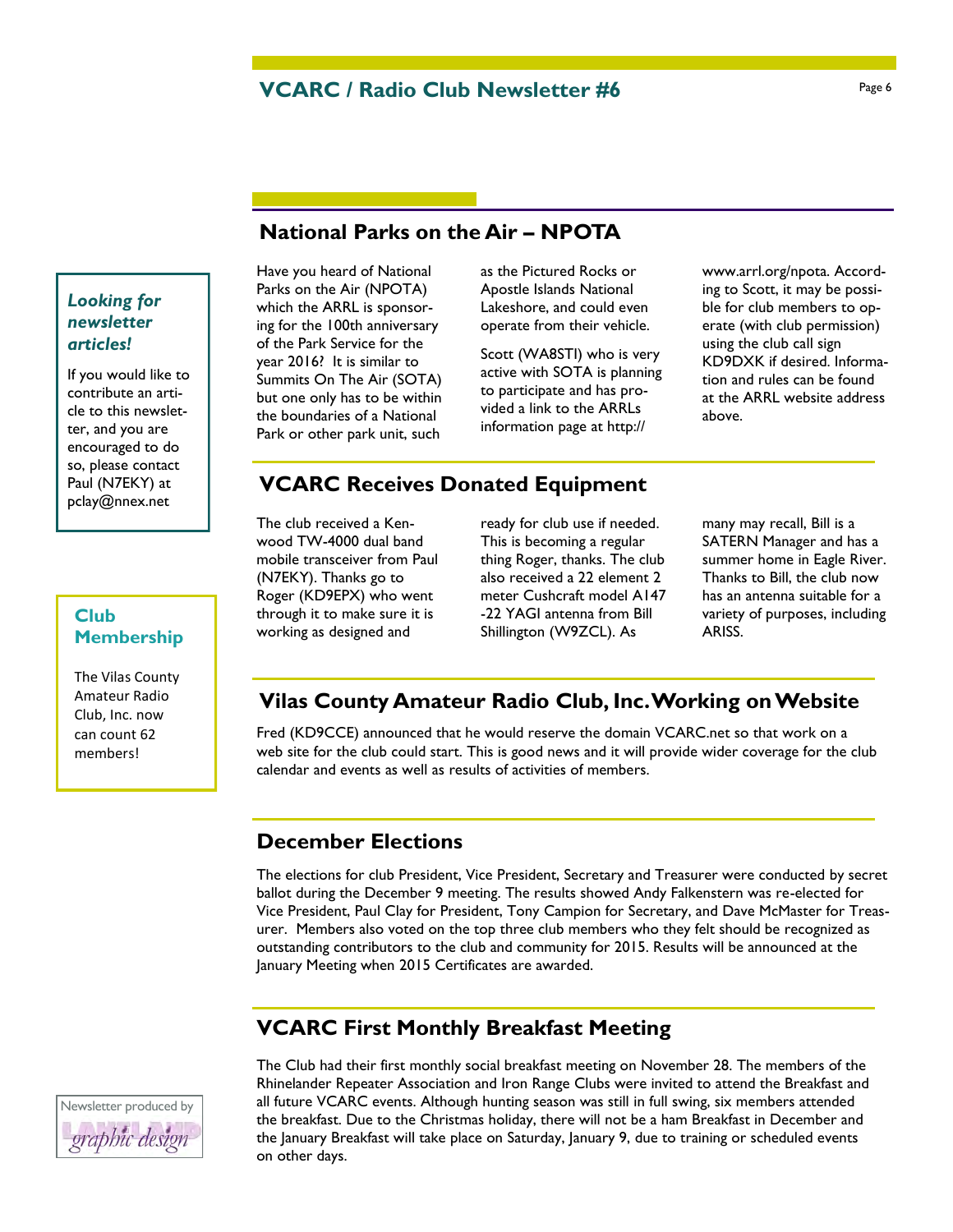## National Parks on the Air – NPOTA

Have you heard of National Parks on the Air (NPOTA) which the ARRL is sponsoring for the 100th anniversary of the Park Service for the year 2016? It is similar to Summits On The Air (SOTA) but one only has to be within the boundaries of a National Park or other park unit, such as the Pictured Rocks or Apostle Islands National Lakeshore, and could even operate from their vehicle.

Scott (WA8STI) who is very active with SOTA is planning to participate and has provided a link to the ARRLs information page at http://www.arrl.org/npota. According to Scott, it may be possible for club members to operate (with club permission) using the club call sign KD9DXK if desired. Information and rules can be found at the ARRL website address above.

### *Looking for newsletter articles!*

If you would like to contribute an article to this newsletter, and you are encouraged to do so, please contact Paul (N7EKY) at pclay@nnex.net

## VCARC Receives Donated Equipment

The club received a Kenwood TW-4000 dual band mobile transceiver from Paul (N7EKY). Thanks go to Roger (KD9EPX) who went through it to make sure it is working as designed and ready for club use if needed. This is becoming a regular thing Roger, thanks. The club also received a 22 element 2 meter Cushcraft model A147-22 YAGI antenna from Bill Shillington (W9ZCL). As many may recall, Bill is a SATERN Manager and has a summer home in Eagle River. Thanks to Bill, the club now has an antenna suitable for a variety of purposes, including ARISS.

### Club Membership

The Vilas County Amateur Radio Club, Inc. now can count 62 members!

## Vilas County Amateur Radio Club, Inc. Working on Website

Fred (KD9CCE) announced that he would reserve the domain VCARC.net so that work on a web site for the club could start. This is good news and it will provide wider coverage for the club calendar and events as well as results of activities of members.

## December Elections

The elections for club President, Vice President, Secretary and Treasurer were conducted by secret ballot during the December 9 meeting. The results showed Andy Falkenstern was re-elected for Vice President, Paul Clay for President, Tony Campion for Secretary, and Dave McMaster for Treasurer. Members also voted on the top three club members who they felt should be recognized as outstanding contributors to the club and community for 2015. Results will be announced at the January Meeting when 2015 Certificates are awarded.

## VCARC First Monthly Breakfast Meeting

The Club had their first monthly social breakfast meeting on November 28. The members of the Rhinelander Repeater Association and Iron Range Clubs were invited to attend the Breakfast and all future VCARC events. Although hunting season was still in full swing, six members attended the breakfast. Due to the Christmas holiday, there will not be a ham Breakfast in December and the January Breakfast will take place on Saturday, January 9, due to training or scheduled events on other days.

Newsletter produced by Lakeland graphic design